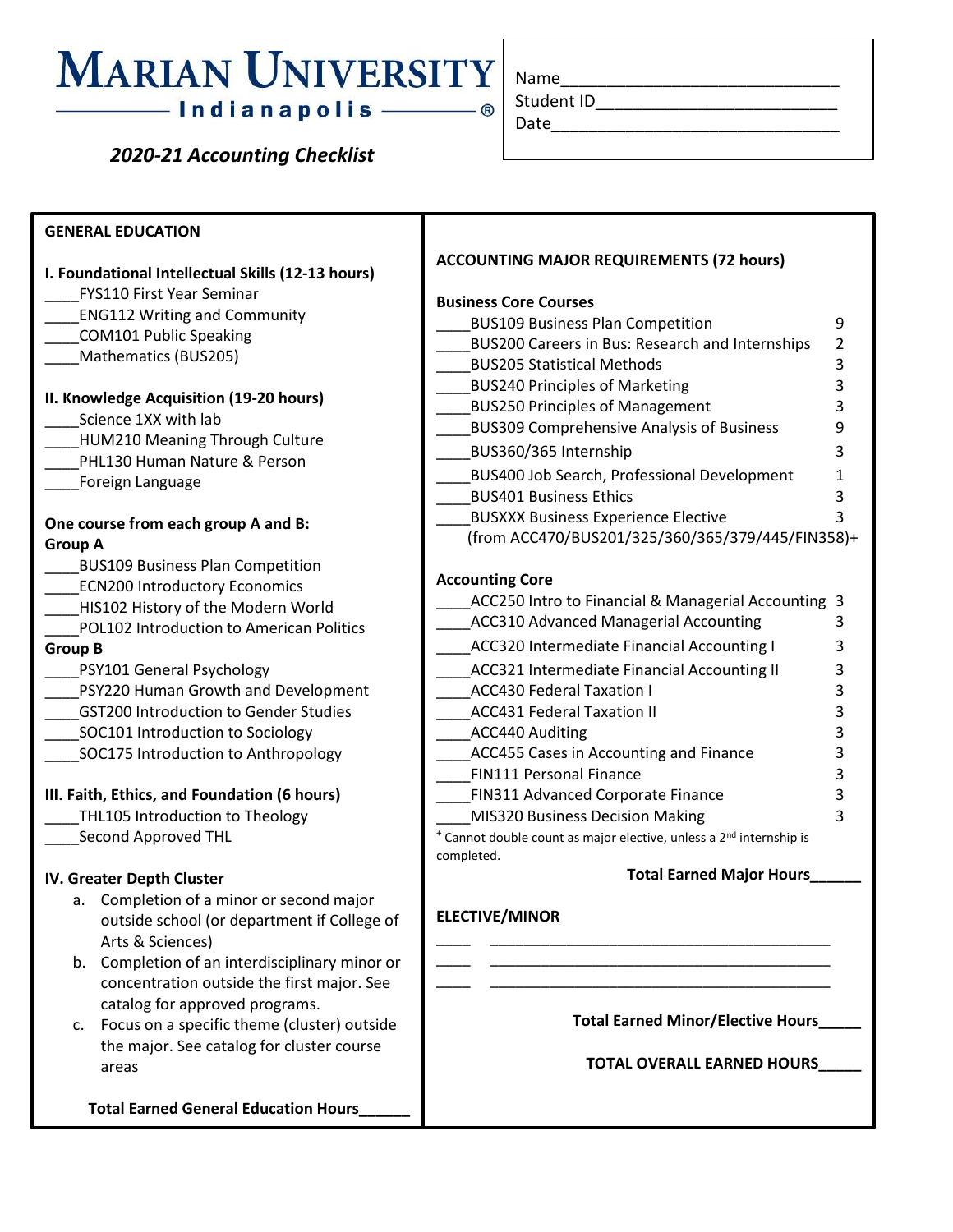# MARIAN UNIVERSITY
## Indianapolis ®

*2020-21 Accounting Checklist*

Name______________________________
Student ID__________________________
Date_______________________________

## GENERAL EDUCATION

### I. Foundational Intellectual Skills (12-13 hours)

____FYS110 First Year Seminar
____ENG112 Writing and Community
____COM101 Public Speaking
____Mathematics (BUS205)

### II. Knowledge Acquisition (19-20 hours)

____Science 1XX with lab
____HUM210 Meaning Through Culture
____PHL130 Human Nature & Person
____Foreign Language

**One course from each group A and B:**

**Group A**

____BUS109 Business Plan Competition
____ECN200 Introductory Economics
____HIS102 History of the Modern World
____POL102 Introduction to American Politics

**Group B**

____PSY101 General Psychology
____PSY220 Human Growth and Development
____GST200 Introduction to Gender Studies
____SOC101 Introduction to Sociology
____SOC175 Introduction to Anthropology

### III. Faith, Ethics, and Foundation (6 hours)

____THL105 Introduction to Theology
____Second Approved THL

### IV. Greater Depth Cluster

a. Completion of a minor or second major outside school (or department if College of Arts & Sciences)
b. Completion of an interdisciplinary minor or concentration outside the first major. See catalog for approved programs.
c. Focus on a specific theme (cluster) outside the major. See catalog for cluster course areas

**Total Earned General Education Hours______**

## ACCOUNTING MAJOR REQUIREMENTS (72 hours)

### Business Core Courses

| Course | Hours |
|---|---|
| ____BUS109 Business Plan Competition | 9 |
| ____BUS200 Careers in Bus: Research and Internships | 2 |
| ____BUS205 Statistical Methods | 3 |
| ____BUS240 Principles of Marketing | 3 |
| ____BUS250 Principles of Management | 3 |
| ____BUS309 Comprehensive Analysis of Business | 9 |
| ____BUS360/365 Internship | 3 |
| ____BUS400 Job Search, Professional Development | 1 |
| ____BUS401 Business Ethics | 3 |
| ____BUSXXX Business Experience Elective (from ACC470/BUS201/325/360/365/379/445/FIN358)+ | 3 |

### Accounting Core

| Course | Hours |
|---|---|
| ____ACC250 Intro to Financial & Managerial Accounting | 3 |
| ____ACC310 Advanced Managerial Accounting | 3 |
| ____ACC320 Intermediate Financial Accounting I | 3 |
| ____ACC321 Intermediate Financial Accounting II | 3 |
| ____ACC430 Federal Taxation I | 3 |
| ____ACC431 Federal Taxation II | 3 |
| ____ACC440 Auditing | 3 |
| ____ACC455 Cases in Accounting and Finance | 3 |
| ____FIN111 Personal Finance | 3 |
| ____FIN311 Advanced Corporate Finance | 3 |
| ____MIS320 Business Decision Making | 3 |

+ Cannot double count as major elective, unless a 2nd internship is completed.

**Total Earned Major Hours______**

## ELECTIVE/MINOR

____ ____________________________________________
____ ____________________________________________
____ ____________________________________________

**Total Earned Minor/Elective Hours_____**

**TOTAL OVERALL EARNED HOURS_____**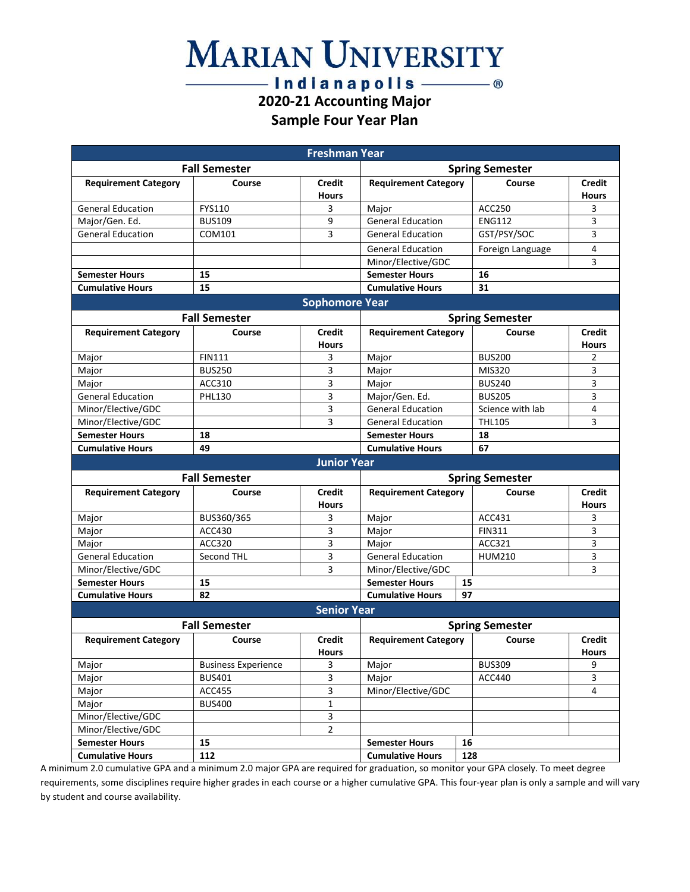# Marian University

Indianapolis ®

## 2020-21 Accounting Major

## Sample Four Year Plan

| Freshman Year | | | | | |
|---|---|---|---|---|---|
| **Fall Semester** | | | **Spring Semester** | | |
| **Requirement Category** | **Course** | **Credit Hours** | **Requirement Category** | **Course** | **Credit Hours** |
| General Education | FYS110 | 3 | Major | ACC250 | 3 |
| Major/Gen. Ed. | BUS109 | 9 | General Education | ENG112 | 3 |
| General Education | COM101 | 3 | General Education | GST/PSY/SOC | 3 |
| | | | General Education | Foreign Language | 4 |
| | | | Minor/Elective/GDC | | 3 |
| **Semester Hours** | **15** | | **Semester Hours** | **16** | |
| **Cumulative Hours** | **15** | | **Cumulative Hours** | **31** | |
| **Sophomore Year** | | | | | |
| **Fall Semester** | | | **Spring Semester** | | |
| **Requirement Category** | **Course** | **Credit Hours** | **Requirement Category** | **Course** | **Credit Hours** |
| Major | FIN111 | 3 | Major | BUS200 | 2 |
| Major | BUS250 | 3 | Major | MIS320 | 3 |
| Major | ACC310 | 3 | Major | BUS240 | 3 |
| General Education | PHL130 | 3 | Major/Gen. Ed. | BUS205 | 3 |
| Minor/Elective/GDC | | 3 | General Education | Science with lab | 4 |
| Minor/Elective/GDC | | 3 | General Education | THL105 | 3 |
| **Semester Hours** | **18** | | **Semester Hours** | **18** | |
| **Cumulative Hours** | **49** | | **Cumulative Hours** | **67** | |
| **Junior Year** | | | | | |
| **Fall Semester** | | | **Spring Semester** | | |
| **Requirement Category** | **Course** | **Credit Hours** | **Requirement Category** | **Course** | **Credit Hours** |
| Major | BUS360/365 | 3 | Major | ACC431 | 3 |
| Major | ACC430 | 3 | Major | FIN311 | 3 |
| Major | ACC320 | 3 | Major | ACC321 | 3 |
| General Education | Second THL | 3 | General Education | HUM210 | 3 |
| Minor/Elective/GDC | | 3 | Minor/Elective/GDC | | 3 |
| **Semester Hours** | **15** | | **Semester Hours** | **15** | |
| **Cumulative Hours** | **82** | | **Cumulative Hours** | **97** | |
| **Senior Year** | | | | | |
| **Fall Semester** | | | **Spring Semester** | | |
| **Requirement Category** | **Course** | **Credit Hours** | **Requirement Category** | **Course** | **Credit Hours** |
| Major | Business Experience | 3 | Major | BUS309 | 9 |
| Major | BUS401 | 3 | Major | ACC440 | 3 |
| Major | ACC455 | 3 | Minor/Elective/GDC | | 4 |
| Major | BUS400 | 1 | | | |
| Minor/Elective/GDC | | 3 | | | |
| Minor/Elective/GDC | | 2 | | | |
| **Semester Hours** | **15** | | **Semester Hours** | **16** | |
| **Cumulative Hours** | **112** | | **Cumulative Hours** | **128** | |

A minimum 2.0 cumulative GPA and a minimum 2.0 major GPA are required for graduation, so monitor your GPA closely. To meet degree requirements, some disciplines require higher grades in each course or a higher cumulative GPA. This four-year plan is only a sample and will vary by student and course availability.